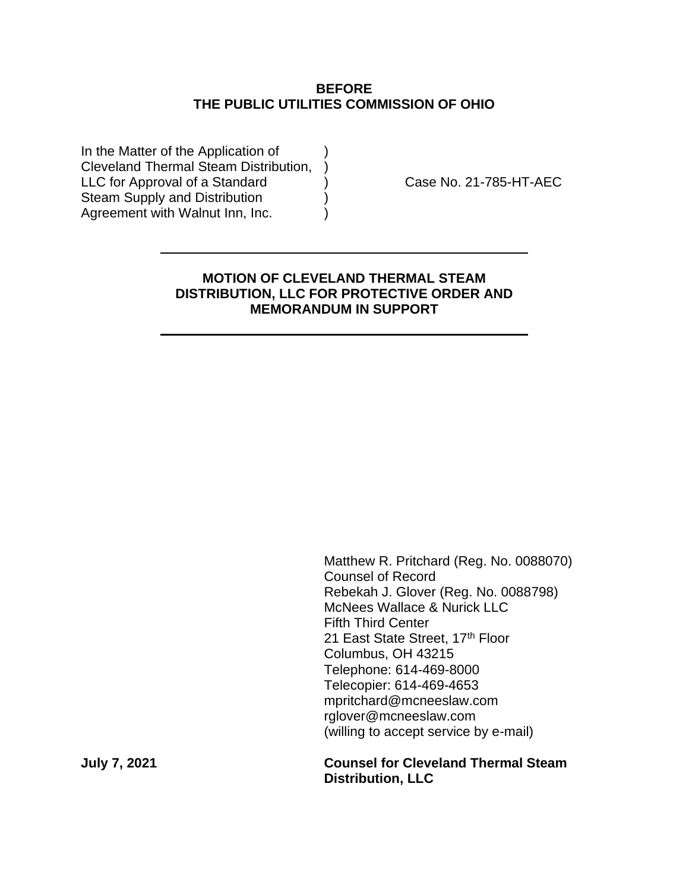**BEFORE**
**THE PUBLIC UTILITIES COMMISSION OF OHIO**

| | | |
|---|---|---|
| In the Matter of the Application of | ) | |
| Cleveland Thermal Steam Distribution, | ) | |
| LLC for Approval of a Standard | ) | Case No. 21-785-HT-AEC |
| Steam Supply and Distribution | ) | |
| Agreement with Walnut Inn, Inc. | ) | |

---

**MOTION OF CLEVELAND THERMAL STEAM DISTRIBUTION, LLC FOR PROTECTIVE ORDER AND MEMORANDUM IN SUPPORT**

---

Matthew R. Pritchard (Reg. No. 0088070)
Counsel of Record
Rebekah J. Glover (Reg. No. 0088798)
McNees Wallace & Nurick LLC
Fifth Third Center
21 East State Street, 17th Floor
Columbus, OH 43215
Telephone: 614-469-8000
Telecopier: 614-469-4653
mpritchard@mcneeslaw.com
rglover@mcneeslaw.com
(willing to accept service by e-mail)

**July 7, 2021**

**Counsel for Cleveland Thermal Steam Distribution, LLC**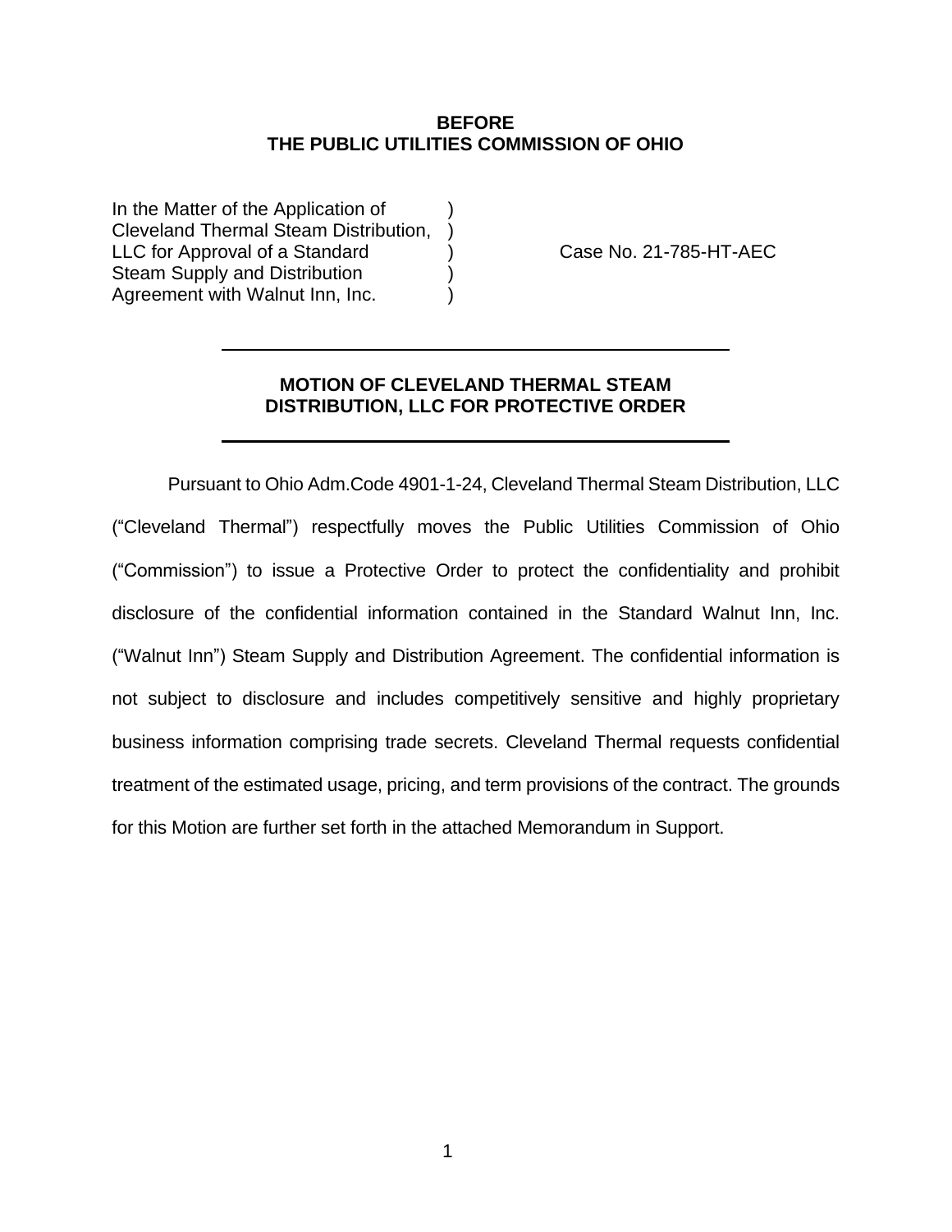**BEFORE**
**THE PUBLIC UTILITIES COMMISSION OF OHIO**

| | | |
|---|---|---|
| In the Matter of the Application of | ) | |
| Cleveland Thermal Steam Distribution, | ) | |
| LLC for Approval of a Standard | ) | Case No. 21-785-HT-AEC |
| Steam Supply and Distribution | ) | |
| Agreement with Walnut Inn, Inc. | ) | |

---

## MOTION OF CLEVELAND THERMAL STEAM DISTRIBUTION, LLC FOR PROTECTIVE ORDER

---

Pursuant to Ohio Adm.Code 4901-1-24, Cleveland Thermal Steam Distribution, LLC ("Cleveland Thermal") respectfully moves the Public Utilities Commission of Ohio ("Commission") to issue a Protective Order to protect the confidentiality and prohibit disclosure of the confidential information contained in the Standard Walnut Inn, Inc. ("Walnut Inn") Steam Supply and Distribution Agreement. The confidential information is not subject to disclosure and includes competitively sensitive and highly proprietary business information comprising trade secrets. Cleveland Thermal requests confidential treatment of the estimated usage, pricing, and term provisions of the contract. The grounds for this Motion are further set forth in the attached Memorandum in Support.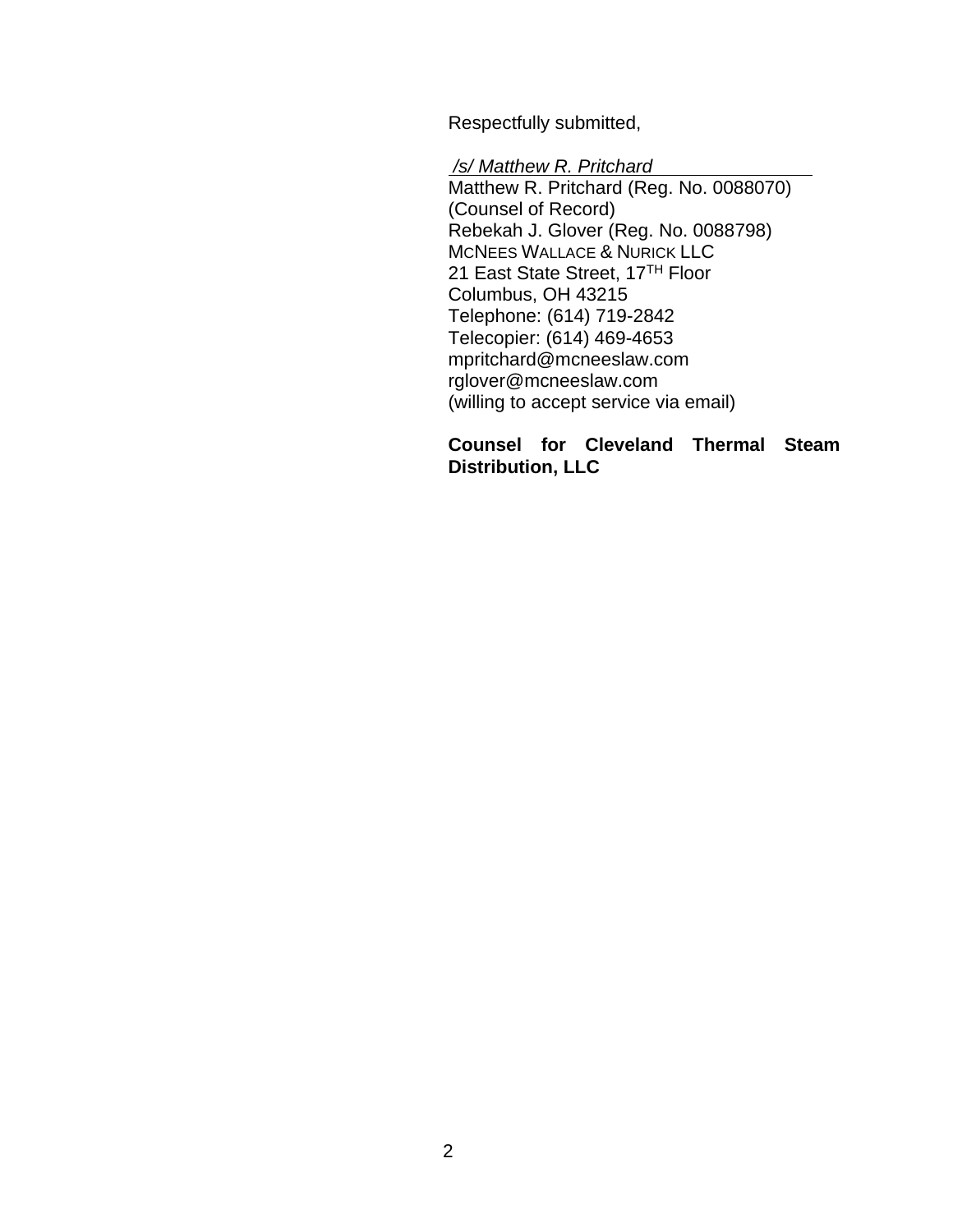Respectfully submitted,

*/s/ Matthew R. Pritchard*

Matthew R. Pritchard (Reg. No. 0088070)
(Counsel of Record)
Rebekah J. Glover (Reg. No. 0088798)
MCNEES WALLACE & NURICK LLC
21 East State Street, 17TH Floor
Columbus, OH 43215
Telephone: (614) 719-2842
Telecopier: (614) 469-4653
mpritchard@mcneeslaw.com
rglover@mcneeslaw.com
(willing to accept service via email)

**Counsel for Cleveland Thermal Steam Distribution, LLC**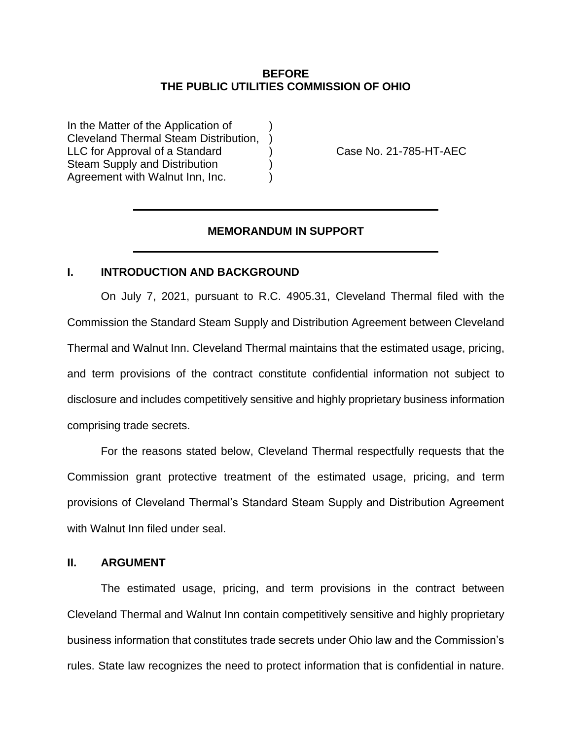**BEFORE**
**THE PUBLIC UTILITIES COMMISSION OF OHIO**

| | | |
|---|---|---|
| In the Matter of the Application of Cleveland Thermal Steam Distribution, LLC for Approval of a Standard Steam Supply and Distribution Agreement with Walnut Inn, Inc. | ) ) ) ) ) | Case No. 21-785-HT-AEC |

---

**MEMORANDUM IN SUPPORT**

---

## I. INTRODUCTION AND BACKGROUND

On July 7, 2021, pursuant to R.C. 4905.31, Cleveland Thermal filed with the Commission the Standard Steam Supply and Distribution Agreement between Cleveland Thermal and Walnut Inn. Cleveland Thermal maintains that the estimated usage, pricing, and term provisions of the contract constitute confidential information not subject to disclosure and includes competitively sensitive and highly proprietary business information comprising trade secrets.

For the reasons stated below, Cleveland Thermal respectfully requests that the Commission grant protective treatment of the estimated usage, pricing, and term provisions of Cleveland Thermal's Standard Steam Supply and Distribution Agreement with Walnut Inn filed under seal.

## II. ARGUMENT

The estimated usage, pricing, and term provisions in the contract between Cleveland Thermal and Walnut Inn contain competitively sensitive and highly proprietary business information that constitutes trade secrets under Ohio law and the Commission's rules. State law recognizes the need to protect information that is confidential in nature.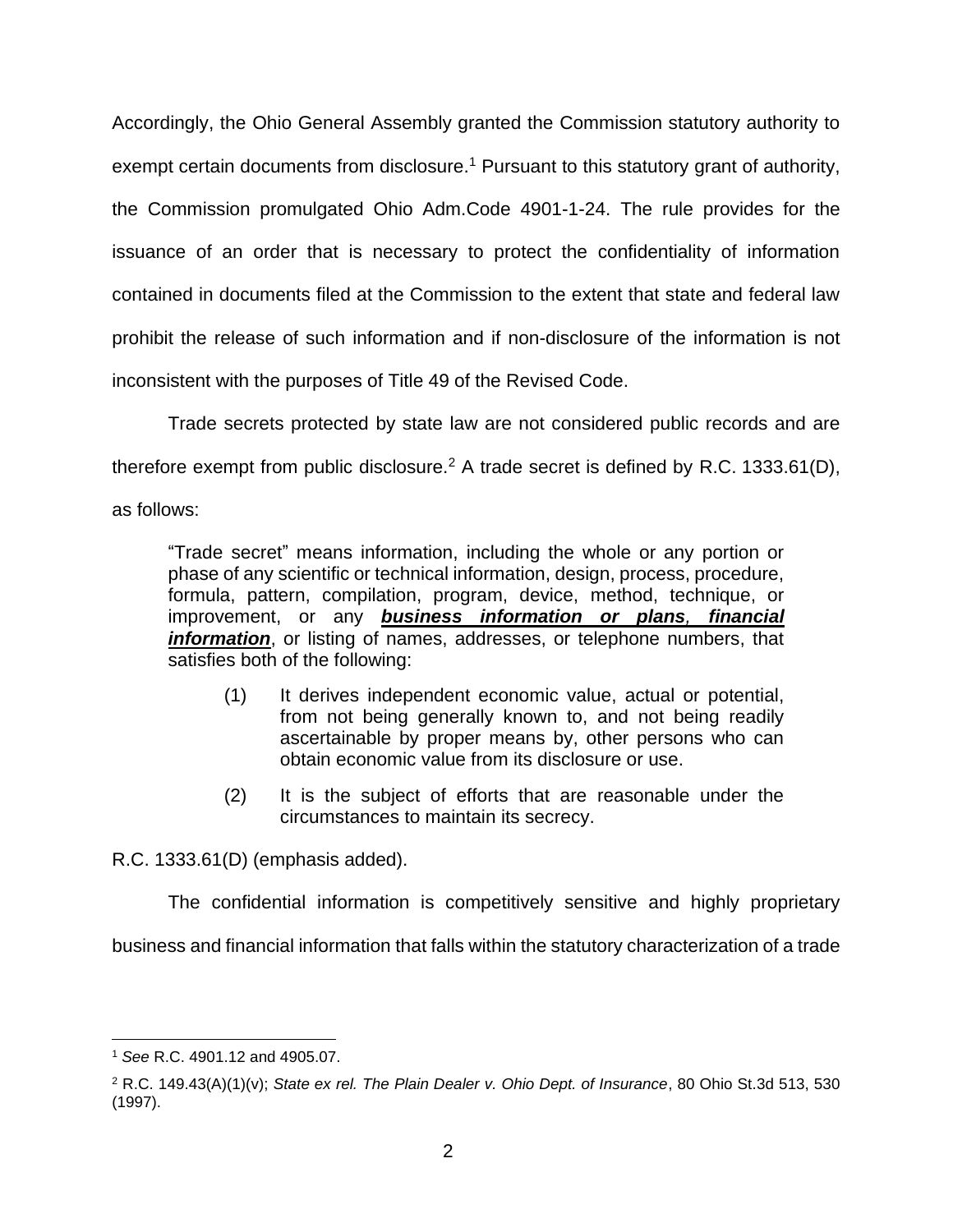Accordingly, the Ohio General Assembly granted the Commission statutory authority to exempt certain documents from disclosure.[1] Pursuant to this statutory grant of authority, the Commission promulgated Ohio Adm.Code 4901-1-24. The rule provides for the issuance of an order that is necessary to protect the confidentiality of information contained in documents filed at the Commission to the extent that state and federal law prohibit the release of such information and if non-disclosure of the information is not inconsistent with the purposes of Title 49 of the Revised Code.

Trade secrets protected by state law are not considered public records and are therefore exempt from public disclosure.[2] A trade secret is defined by R.C. 1333.61(D), as follows:

> "Trade secret" means information, including the whole or any portion or phase of any scientific or technical information, design, process, procedure, formula, pattern, compilation, program, device, method, technique, or improvement, or any <u>***business information or plans, financial information***</u>, or listing of names, addresses, or telephone numbers, that satisfies both of the following:
>
> (1) It derives independent economic value, actual or potential, from not being generally known to, and not being readily ascertainable by proper means by, other persons who can obtain economic value from its disclosure or use.
>
> (2) It is the subject of efforts that are reasonable under the circumstances to maintain its secrecy.

R.C. 1333.61(D) (emphasis added).

The confidential information is competitively sensitive and highly proprietary business and financial information that falls within the statutory characterization of a trade

---

[1] *See* R.C. 4901.12 and 4905.07.

[2] R.C. 149.43(A)(1)(v); *State ex rel. The Plain Dealer v. Ohio Dept. of Insurance*, 80 Ohio St.3d 513, 530 (1997).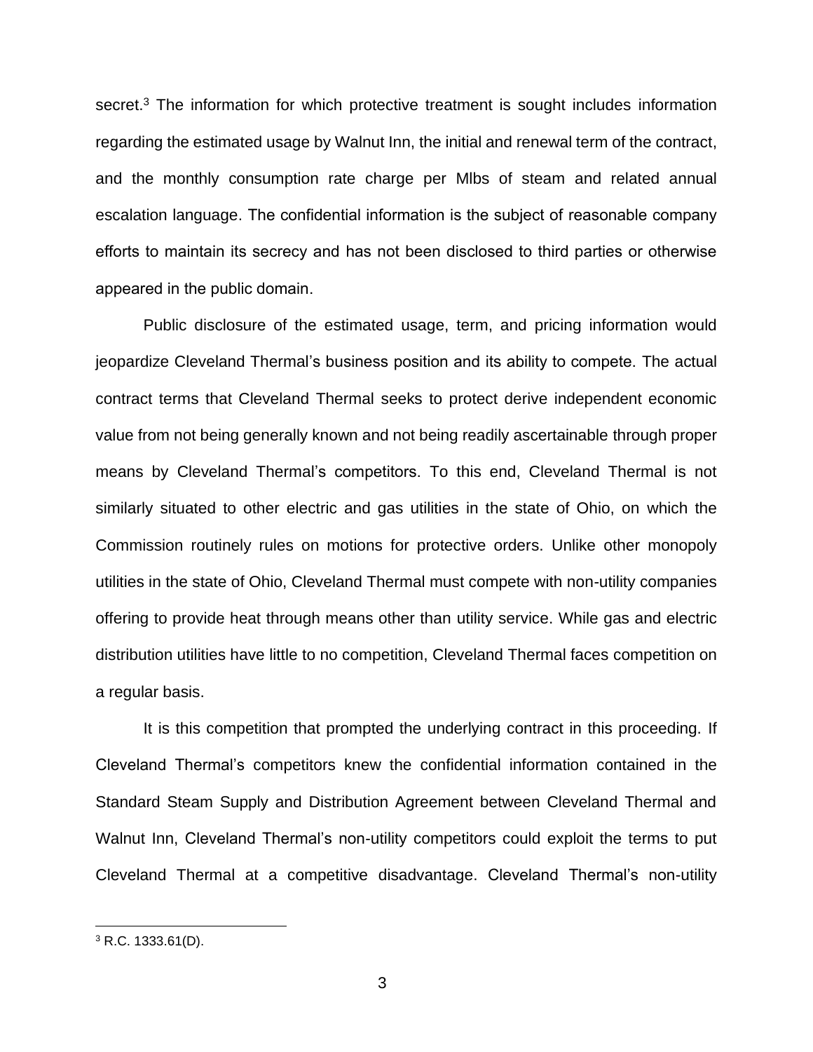secret.[3] The information for which protective treatment is sought includes information regarding the estimated usage by Walnut Inn, the initial and renewal term of the contract, and the monthly consumption rate charge per Mlbs of steam and related annual escalation language. The confidential information is the subject of reasonable company efforts to maintain its secrecy and has not been disclosed to third parties or otherwise appeared in the public domain.

Public disclosure of the estimated usage, term, and pricing information would jeopardize Cleveland Thermal's business position and its ability to compete. The actual contract terms that Cleveland Thermal seeks to protect derive independent economic value from not being generally known and not being readily ascertainable through proper means by Cleveland Thermal's competitors. To this end, Cleveland Thermal is not similarly situated to other electric and gas utilities in the state of Ohio, on which the Commission routinely rules on motions for protective orders. Unlike other monopoly utilities in the state of Ohio, Cleveland Thermal must compete with non-utility companies offering to provide heat through means other than utility service. While gas and electric distribution utilities have little to no competition, Cleveland Thermal faces competition on a regular basis.

It is this competition that prompted the underlying contract in this proceeding. If Cleveland Thermal's competitors knew the confidential information contained in the Standard Steam Supply and Distribution Agreement between Cleveland Thermal and Walnut Inn, Cleveland Thermal's non-utility competitors could exploit the terms to put Cleveland Thermal at a competitive disadvantage. Cleveland Thermal's non-utility

[3] R.C. 1333.61(D).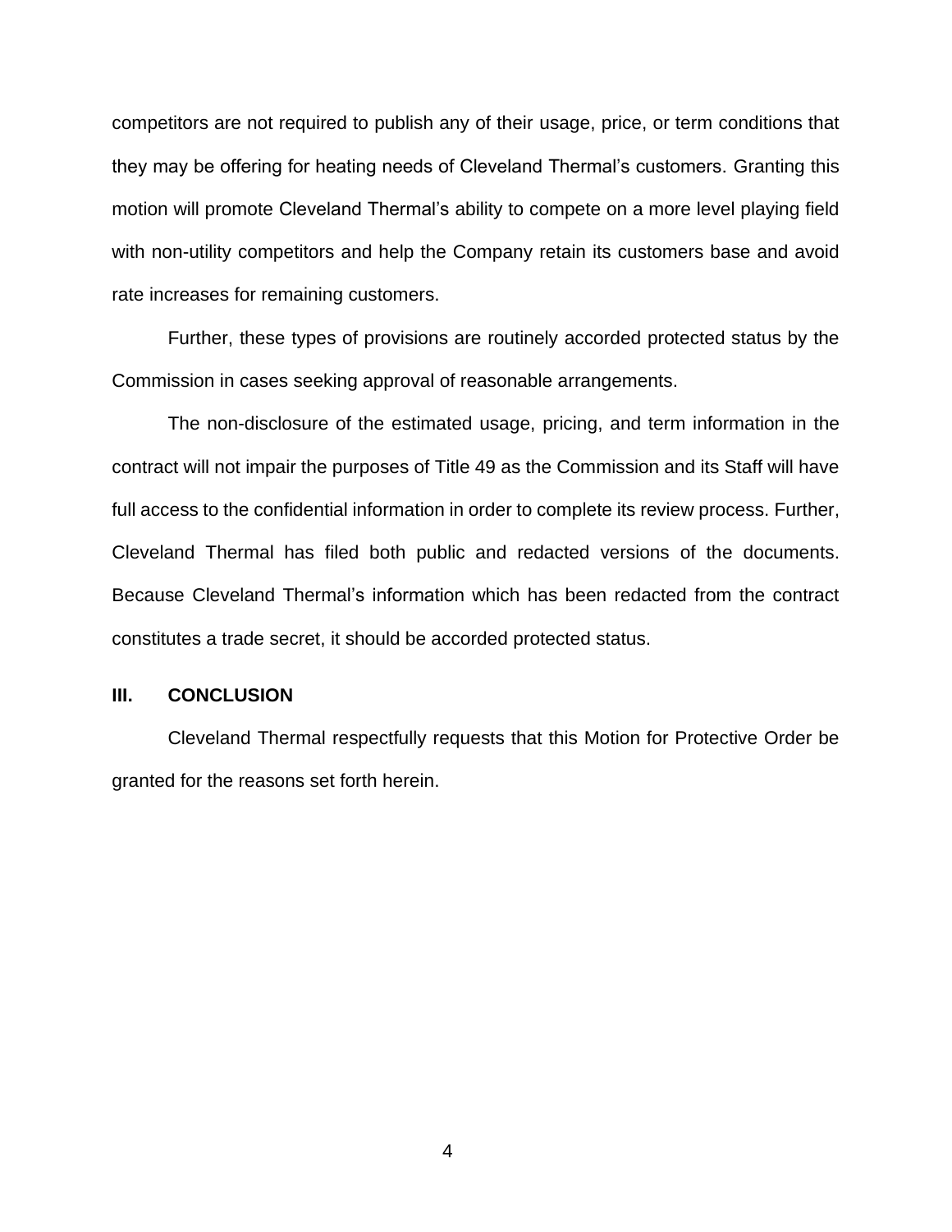competitors are not required to publish any of their usage, price, or term conditions that they may be offering for heating needs of Cleveland Thermal's customers. Granting this motion will promote Cleveland Thermal's ability to compete on a more level playing field with non-utility competitors and help the Company retain its customers base and avoid rate increases for remaining customers.

Further, these types of provisions are routinely accorded protected status by the Commission in cases seeking approval of reasonable arrangements.

The non-disclosure of the estimated usage, pricing, and term information in the contract will not impair the purposes of Title 49 as the Commission and its Staff will have full access to the confidential information in order to complete its review process. Further, Cleveland Thermal has filed both public and redacted versions of the documents. Because Cleveland Thermal's information which has been redacted from the contract constitutes a trade secret, it should be accorded protected status.

## III. CONCLUSION

Cleveland Thermal respectfully requests that this Motion for Protective Order be granted for the reasons set forth herein.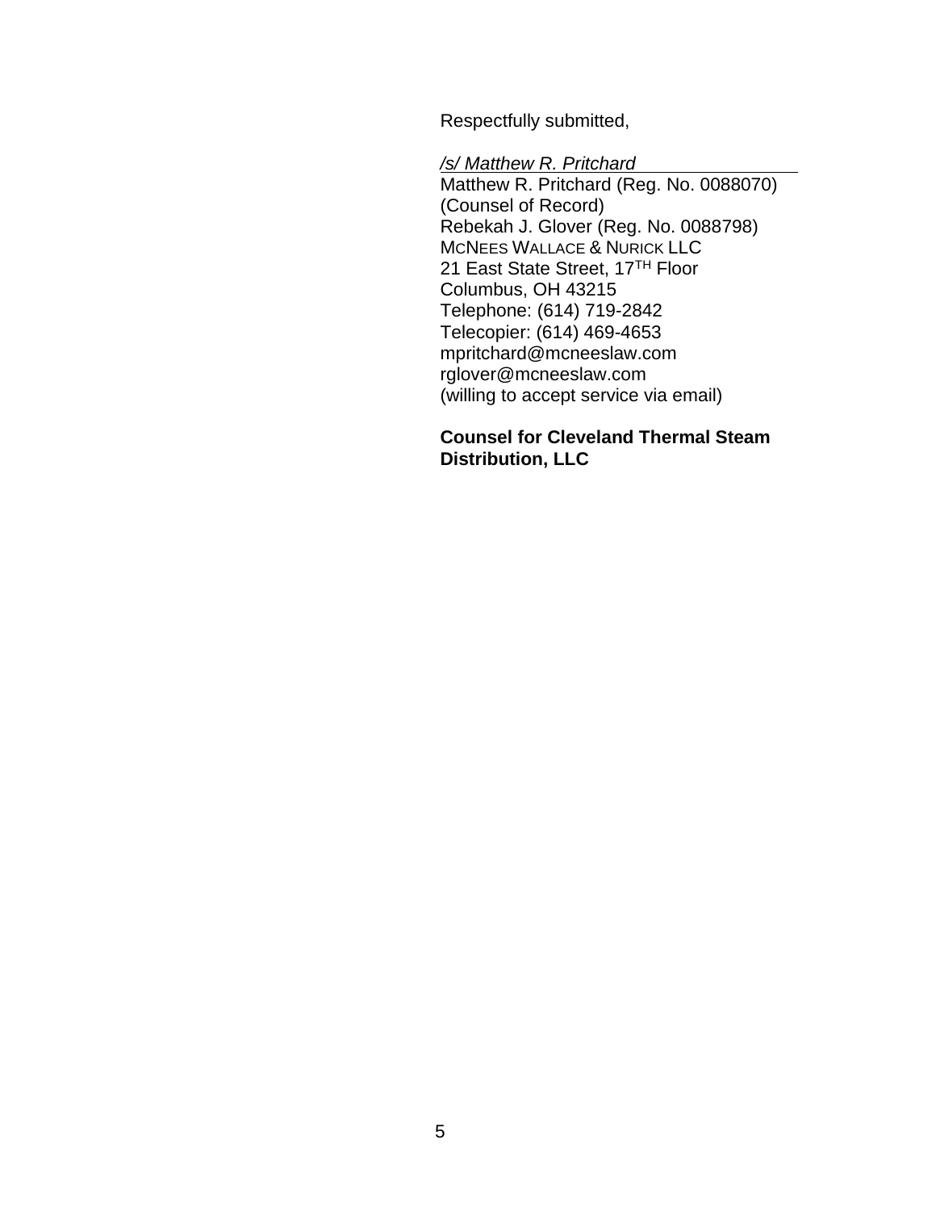Respectfully submitted,

*/s/ Matthew R. Pritchard*
Matthew R. Pritchard (Reg. No. 0088070)
(Counsel of Record)
Rebekah J. Glover (Reg. No. 0088798)
MCNEES WALLACE & NURICK LLC
21 East State Street, 17TH Floor
Columbus, OH 43215
Telephone: (614) 719-2842
Telecopier: (614) 469-4653
mpritchard@mcneeslaw.com
rglover@mcneeslaw.com
(willing to accept service via email)

**Counsel for Cleveland Thermal Steam Distribution, LLC**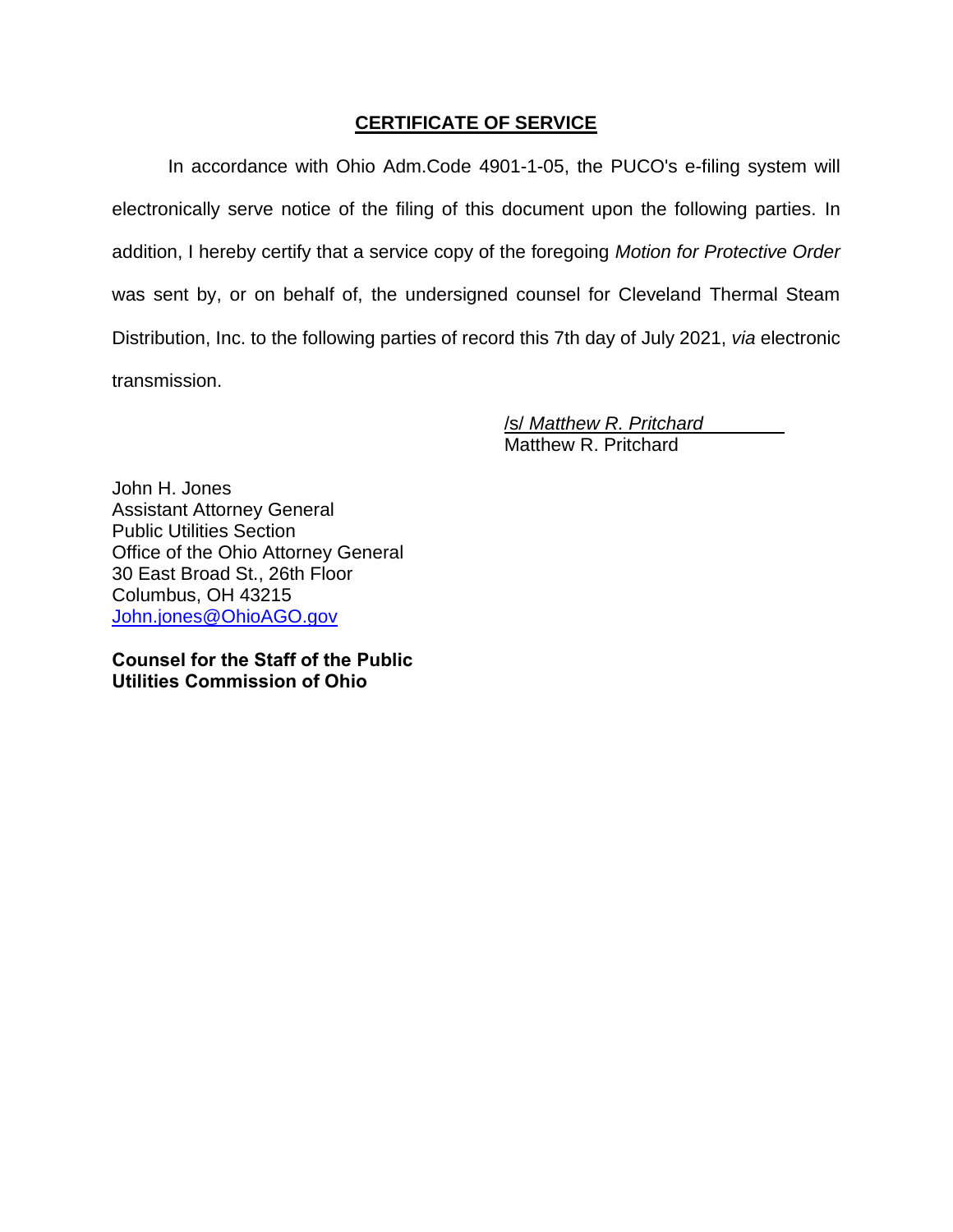**CERTIFICATE OF SERVICE**

In accordance with Ohio Adm.Code 4901-1-05, the PUCO's e-filing system will electronically serve notice of the filing of this document upon the following parties. In addition, I hereby certify that a service copy of the foregoing *Motion for Protective Order* was sent by, or on behalf of, the undersigned counsel for Cleveland Thermal Steam Distribution, Inc. to the following parties of record this 7th day of July 2021, *via* electronic transmission.

/s/ *Matthew R. Pritchard*
Matthew R. Pritchard

John H. Jones
Assistant Attorney General
Public Utilities Section
Office of the Ohio Attorney General
30 East Broad St., 26th Floor
Columbus, OH 43215
John.jones@OhioAGO.gov

**Counsel for the Staff of the Public Utilities Commission of Ohio**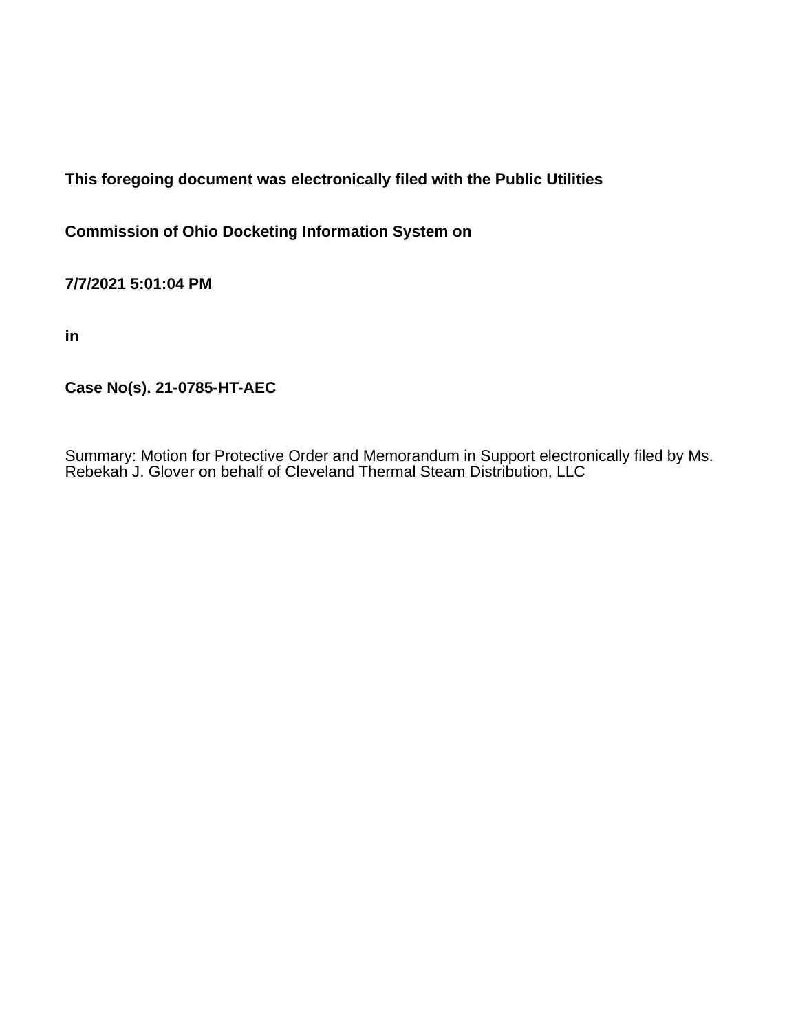**This foregoing document was electronically filed with the Public Utilities**

**Commission of Ohio Docketing Information System on**

**7/7/2021 5:01:04 PM**

**in**

**Case No(s). 21-0785-HT-AEC**

Summary: Motion for Protective Order and Memorandum in Support electronically filed by Ms. Rebekah J. Glover on behalf of Cleveland Thermal Steam Distribution, LLC